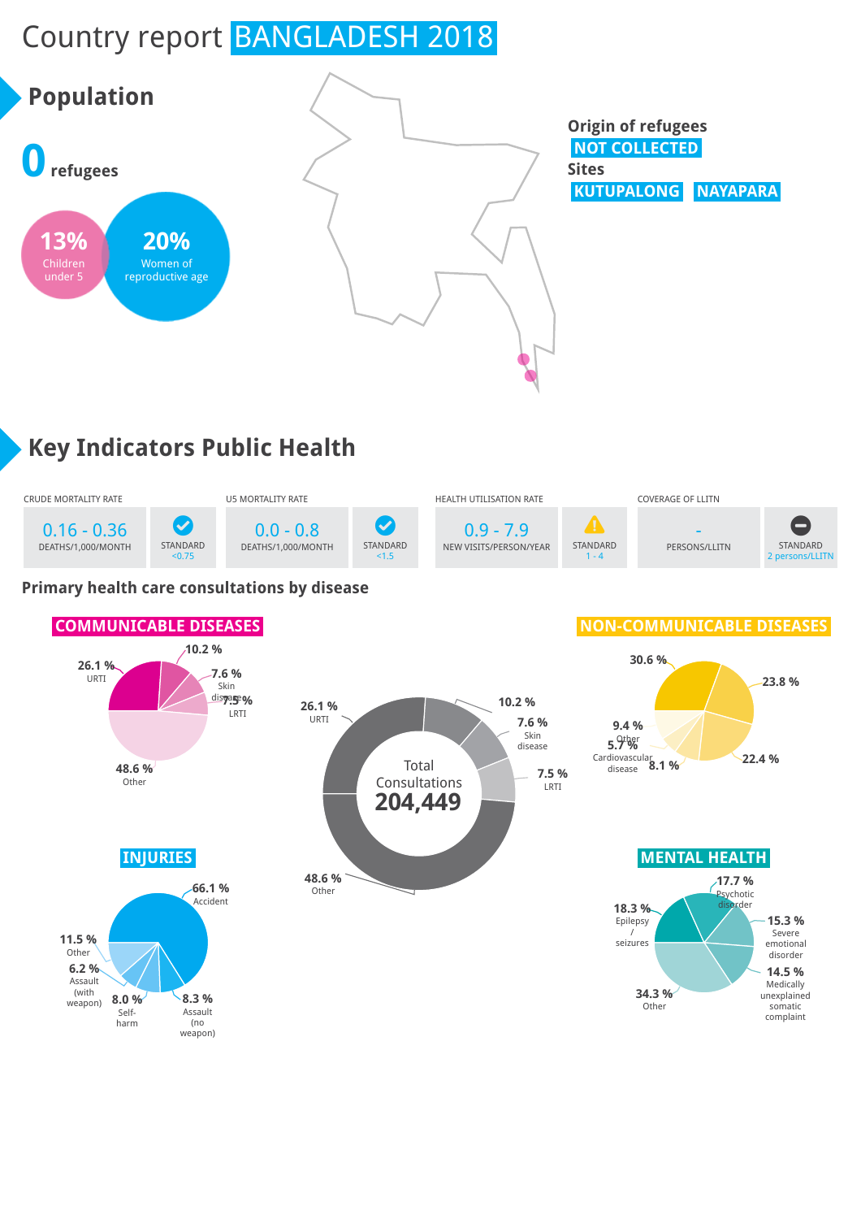# Country report BANGLADESH 2018

## Population

**0** refugees

13%
Children under 5

20%
Women of reproductive age

**Origin of refugees**
NOT COLLECTED

**Sites**
KUTUPALONG NAYAPARA

## Key Indicators Public Health

| CRUDE MORTALITY RATE | | U5 MORTALITY RATE | | HEALTH UTILISATION RATE | | COVERAGE OF LLITN | |
|---|---|---|---|---|---|---|---|
| 0.16 - 0.36 DEATHS/1,000/MONTH | STANDARD <0.75 | 0.0 - 0.8 DEATHS/1,000/MONTH | STANDARD <1.5 | 0.9 - 7.9 NEW VISITS/PERSON/YEAR | STANDARD 1 - 4 | - PERSONS/LLITN | STANDARD 2 persons/LLITN |

### Primary health care consultations by disease

**COMMUNICABLE DISEASES**

26.1 % URTI
10.2 %
7.6 % Skin disease
7.5 % LRTI
48.6 % Other

Total Consultations
204,449

26.1 % URTI
10.2 %
7.6 % Skin disease
7.5 % LRTI
48.6 % Other

**NON-COMMUNICABLE DISEASES**

30.6 %
23.8 %
22.4 %
9.4 % Other
5.7 % Cardiovascular disease
8.1 %

**INJURIES**

66.1 % Accident
11.5 % Other
6.2 % Assault (with weapon)
8.0 % Self-harm
8.3 % Assault (no weapon)

**MENTAL HEALTH**

17.7 % Psychotic disorder
18.3 % Epilepsy / seizures
15.3 % Severe emotional disorder
14.5 % Medically unexplained somatic complaint
34.3 % Other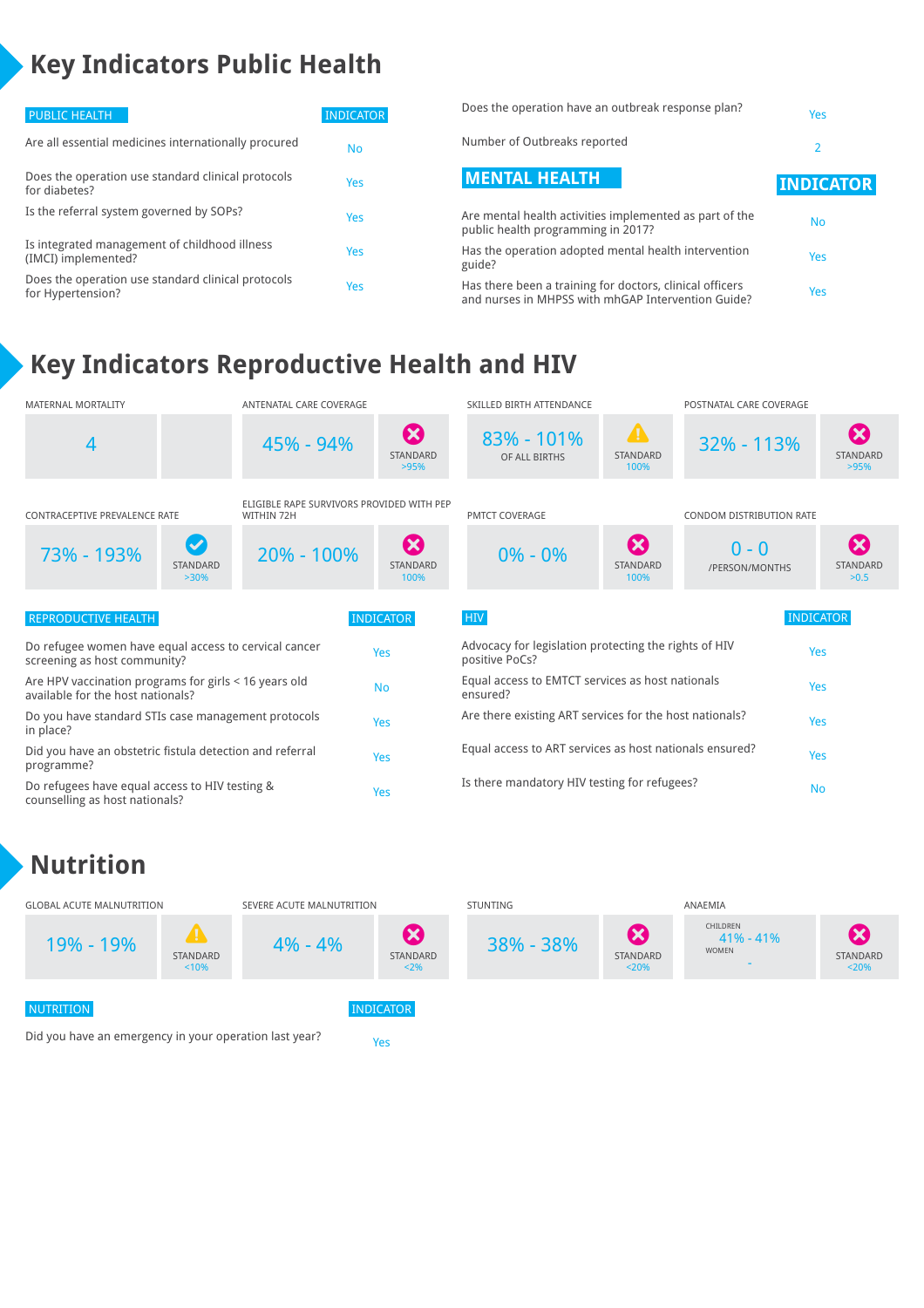# Key Indicators Public Health

| PUBLIC HEALTH | INDICATOR |
|---|---|
| Are all essential medicines internationally procured | No |
| Does the operation use standard clinical protocols for diabetes? | Yes |
| Is the referral system governed by SOPs? | Yes |
| Is integrated management of childhood illness (IMCI) implemented? | Yes |
| Does the operation use standard clinical protocols for Hypertension? | Yes |
| Does the operation have an outbreak response plan? | Yes |
| Number of Outbreaks reported | 2 |

| MENTAL HEALTH | INDICATOR |
|---|---|
| Are mental health activities implemented as part of the public health programming in 2017? | No |
| Has the operation adopted mental health intervention guide? | Yes |
| Has there been a training for doctors, clinical officers and nurses in MHPSS with mhGAP Intervention Guide? | Yes |

# Key Indicators Reproductive Health and HIV

MATERNAL MORTALITY
4

ANTENATAL CARE COVERAGE
45% - 94%
STANDARD >95%

SKILLED BIRTH ATTENDANCE
83% - 101%
OF ALL BIRTHS
STANDARD 100%

POSTNATAL CARE COVERAGE
32% - 113%
STANDARD >95%

CONTRACEPTIVE PREVALENCE RATE
73% - 193%
STANDARD >30%

ELIGIBLE RAPE SURVIVORS PROVIDED WITH PEP WITHIN 72H
20% - 100%
STANDARD 100%

PMTCT COVERAGE
0% - 0%
STANDARD 100%

CONDOM DISTRIBUTION RATE
0 - 0
/PERSON/MONTHS
STANDARD >0.5

| REPRODUCTIVE HEALTH | INDICATOR |
|---|---|
| Do refugee women have equal access to cervical cancer screening as host community? | Yes |
| Are HPV vaccination programs for girls < 16 years old available for the host nationals? | No |
| Do you have standard STIs case management protocols in place? | Yes |
| Did you have an obstetric fistula detection and referral programme? | Yes |
| Do refugees have equal access to HIV testing & counselling as host nationals? | Yes |

| HIV | INDICATOR |
|---|---|
| Advocacy for legislation protecting the rights of HIV positive PoCs? | Yes |
| Equal access to EMTCT services as host nationals ensured? | Yes |
| Are there existing ART services for the host nationals? | Yes |
| Equal access to ART services as host nationals ensured? | Yes |
| Is there mandatory HIV testing for refugees? | No |

# Nutrition

GLOBAL ACUTE MALNUTRITION
19% - 19%
STANDARD <10%

SEVERE ACUTE MALNUTRITION
4% - 4%
STANDARD <2%

STUNTING
38% - 38%
STANDARD <20%

ANAEMIA
CHILDREN 41% - 41%
WOMEN -
STANDARD <20%

| NUTRITION | INDICATOR |
|---|---|
| Did you have an emergency in your operation last year? | Yes |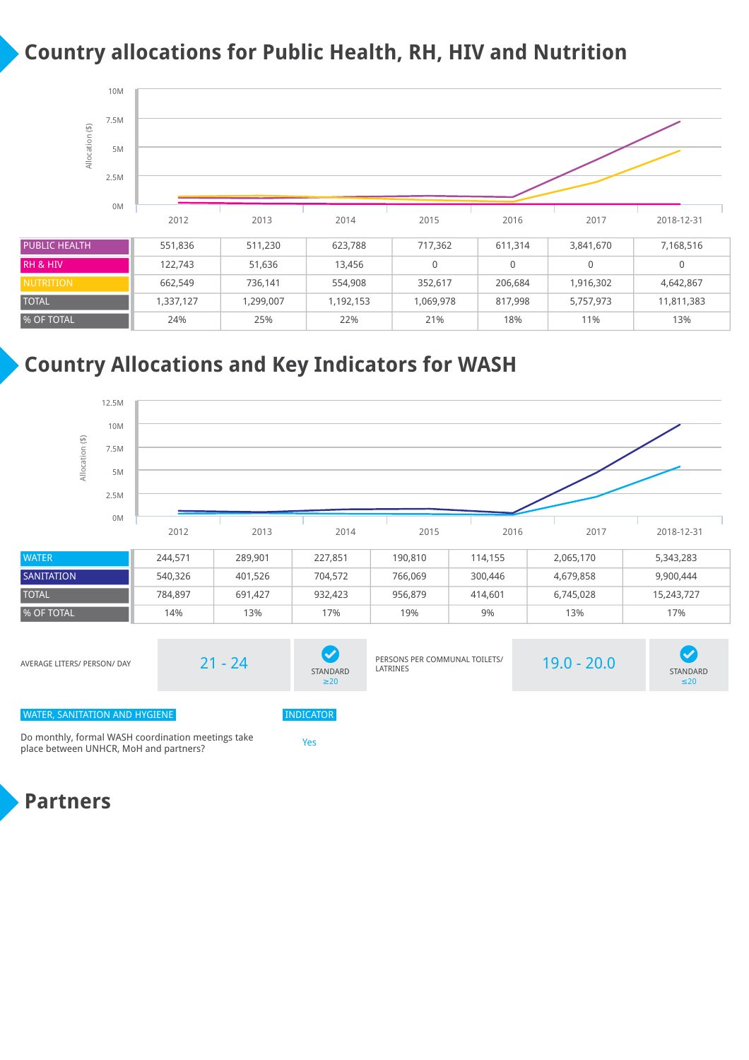## Country allocations for Public Health, RH, HIV and Nutrition

Allocation ($)

10M
7.5M
5M
2.5M
0M

2012 2013 2014 2015 2016 2017 2018-12-31

| | 2012 | 2013 | 2014 | 2015 | 2016 | 2017 | 2018-12-31 |
|---|---|---|---|---|---|---|---|
| PUBLIC HEALTH | 551,836 | 511,230 | 623,788 | 717,362 | 611,314 | 3,841,670 | 7,168,516 |
| RH & HIV | 122,743 | 51,636 | 13,456 | 0 | 0 | 0 | 0 |
| NUTRITION | 662,549 | 736,141 | 554,908 | 352,617 | 206,684 | 1,916,302 | 4,642,867 |
| TOTAL | 1,337,127 | 1,299,007 | 1,192,153 | 1,069,978 | 817,998 | 5,757,973 | 11,811,383 |
| % OF TOTAL | 24% | 25% | 22% | 21% | 18% | 11% | 13% |

## Country Allocations and Key Indicators for WASH

Allocation ($)

12.5M
10M
7.5M
5M
2.5M
0M

2012 2013 2014 2015 2016 2017 2018-12-31

| | 2012 | 2013 | 2014 | 2015 | 2016 | 2017 | 2018-12-31 |
|---|---|---|---|---|---|---|---|
| WATER | 244,571 | 289,901 | 227,851 | 190,810 | 114,155 | 2,065,170 | 5,343,283 |
| SANITATION | 540,326 | 401,526 | 704,572 | 766,069 | 300,446 | 4,679,858 | 9,900,444 |
| TOTAL | 784,897 | 691,427 | 932,423 | 956,879 | 414,601 | 6,745,028 | 15,243,727 |
| % OF TOTAL | 14% | 13% | 17% | 19% | 9% | 13% | 17% |

| | | | | | |
|---|---|---|---|---|---|
| AVERAGE LITERS/ PERSON/ DAY | 21 - 24 | STANDARD ≥20 | PERSONS PER COMMUNAL TOILETS/ LATRINES | 19.0 - 20.0 | STANDARD ≤20 |

| WATER, SANITATION AND HYGIENE | INDICATOR |
|---|---|
| Do monthly, formal WASH coordination meetings take place between UNHCR, MoH and partners? | Yes |

## Partners